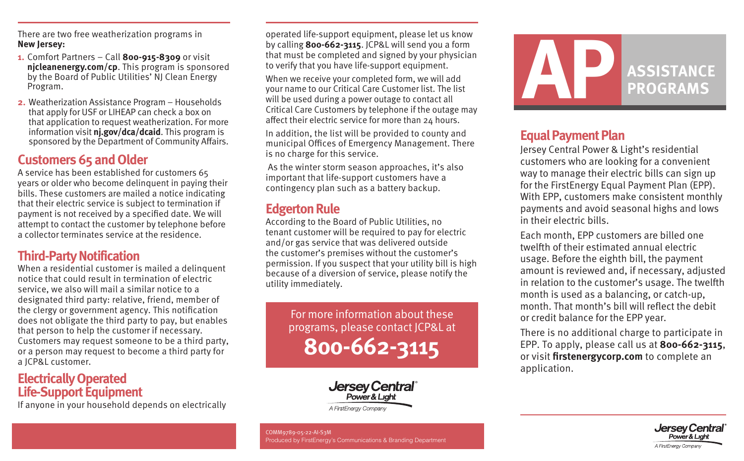There are two free weatherization programs in **New Jersey:**

1. Comfort Partners – Call **800-915-8309** or visit **njcleanenergy.com/cp**. This program is sponsored by the Board of Public Utilities' NJ Clean Energy Program.
2. Weatherization Assistance Program – Households that apply for USF or LIHEAP can check a box on that application to request weatherization. For more information visit **nj.gov/dca/dcaid**. This program is sponsored by the Department of Community Affairs.

## Customers 65 and Older

A service has been established for customers 65 years or older who become delinquent in paying their bills. These customers are mailed a notice indicating that their electric service is subject to termination if payment is not received by a specified date. We will attempt to contact the customer by telephone before a collector terminates service at the residence.

## Third-Party Notification

When a residential customer is mailed a delinquent notice that could result in termination of electric service, we also will mail a similar notice to a designated third party: relative, friend, member of the clergy or government agency. This notification does not obligate the third party to pay, but enables that person to help the customer if necessary. Customers may request someone to be a third party, or a person may request to become a third party for a JCP&L customer.

## Electrically Operated Life-Support Equipment

If anyone in your household depends on electrically operated life-support equipment, please let us know by calling **800-662-3115**. JCP&L will send you a form that must be completed and signed by your physician to verify that you have life-support equipment.

When we receive your completed form, we will add your name to our Critical Care Customer list. The list will be used during a power outage to contact all Critical Care Customers by telephone if the outage may affect their electric service for more than 24 hours.

In addition, the list will be provided to county and municipal Offices of Emergency Management. There is no charge for this service.

As the winter storm season approaches, it's also important that life-support customers have a contingency plan such as a battery backup.

## Edgerton Rule

According to the Board of Public Utilities, no tenant customer will be required to pay for electric and/or gas service that was delivered outside the customer's premises without the customer's permission. If you suspect that your utility bill is high because of a diversion of service, please notify the utility immediately.

For more information about these programs, please contact JCP&L at

**800-662-3115**

Jersey Central Power & Light
A FirstEnergy Company

COMM9789-05-22-AI-S3M
Produced by FirstEnergy's Communications & Branding Department

# AP ASSISTANCE PROGRAMS

## Equal Payment Plan

Jersey Central Power & Light's residential customers who are looking for a convenient way to manage their electric bills can sign up for the FirstEnergy Equal Payment Plan (EPP). With EPP, customers make consistent monthly payments and avoid seasonal highs and lows in their electric bills.

Each month, EPP customers are billed one twelfth of their estimated annual electric usage. Before the eighth bill, the payment amount is reviewed and, if necessary, adjusted in relation to the customer's usage. The twelfth month is used as a balancing, or catch-up, month. That month's bill will reflect the debit or credit balance for the EPP year.

There is no additional charge to participate in EPP. To apply, please call us at **800-662-3115**, or visit **firstenergycorp.com** to complete an application.

Jersey Central Power & Light
A FirstEnergy Company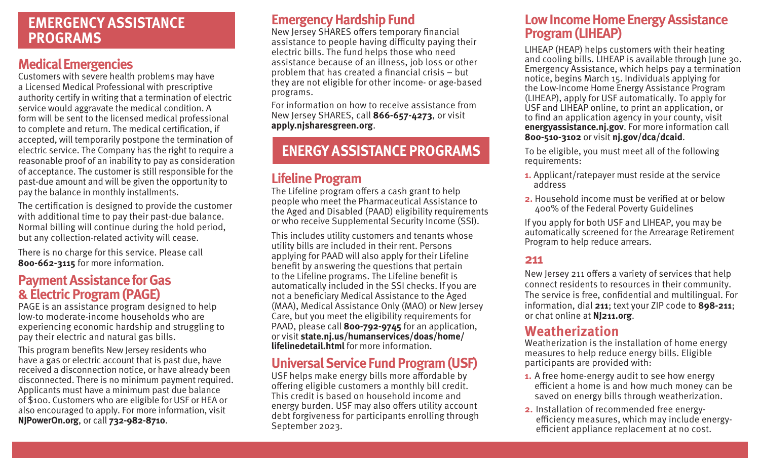## EMERGENCY ASSISTANCE PROGRAMS

### Medical Emergencies

Customers with severe health problems may have a Licensed Medical Professional with prescriptive authority certify in writing that a termination of electric service would aggravate the medical condition. A form will be sent to the licensed medical professional to complete and return. The medical certification, if accepted, will temporarily postpone the termination of electric service. The Company has the right to require a reasonable proof of an inability to pay as consideration of acceptance. The customer is still responsible for the past-due amount and will be given the opportunity to pay the balance in monthly installments.

The certification is designed to provide the customer with additional time to pay their past-due balance. Normal billing will continue during the hold period, but any collection-related activity will cease.

There is no charge for this service. Please call **800-662-3115** for more information.

### Payment Assistance for Gas & Electric Program (PAGE)

PAGE is an assistance program designed to help low-to moderate-income households who are experiencing economic hardship and struggling to pay their electric and natural gas bills.

This program benefits New Jersey residents who have a gas or electric account that is past due, have received a disconnection notice, or have already been disconnected. There is no minimum payment required. Applicants must have a minimum past due balance of $100. Customers who are eligible for USF or HEA or also encouraged to apply. For more information, visit **NJPowerOn.org**, or call **732-982-8710**.

### Emergency Hardship Fund

New Jersey SHARES offers temporary financial assistance to people having difficulty paying their electric bills. The fund helps those who need assistance because of an illness, job loss or other problem that has created a financial crisis – but they are not eligible for other income- or age-based programs.

For information on how to receive assistance from New Jersey SHARES, call **866-657-4273**, or visit **apply.njsharesgreen.org**.

## ENERGY ASSISTANCE PROGRAMS

### Lifeline Program

The Lifeline program offers a cash grant to help people who meet the Pharmaceutical Assistance to the Aged and Disabled (PAAD) eligibility requirements or who receive Supplemental Security Income (SSI).

This includes utility customers and tenants whose utility bills are included in their rent. Persons applying for PAAD will also apply for their Lifeline benefit by answering the questions that pertain to the Lifeline programs. The Lifeline benefit is automatically included in the SSI checks. If you are not a beneficiary Medical Assistance to the Aged (MAA), Medical Assistance Only (MAO) or New Jersey Care, but you meet the eligibility requirements for PAAD, please call **800-792-9745** for an application, or visit **state.nj.us/humanservices/doas/home/lifelinedetail.html** for more information.

### Universal Service Fund Program (USF)

USF helps make energy bills more affordable by offering eligible customers a monthly bill credit. This credit is based on household income and energy burden. USF may also offers utility account debt forgiveness for participants enrolling through September 2023.

### Low Income Home Energy Assistance Program (LIHEAP)

LIHEAP (HEAP) helps customers with their heating and cooling bills. LIHEAP is available through June 30. Emergency Assistance, which helps pay a termination notice, begins March 15. Individuals applying for the Low-Income Home Energy Assistance Program (LIHEAP), apply for USF automatically. To apply for USF and LIHEAP online, to print an application, or to find an application agency in your county, visit **energyassistance.nj.gov**. For more information call **800-510-3102** or visit **nj.gov/dca/dcaid**.

To be eligible, you must meet all of the following requirements:

1. Applicant/ratepayer must reside at the service address
2. Household income must be verified at or below 400% of the Federal Poverty Guidelines

If you apply for both USF and LIHEAP, you may be automatically screened for the Arrearage Retirement Program to help reduce arrears.

#### 211

New Jersey 211 offers a variety of services that help connect residents to resources in their community. The service is free, confidential and multilingual. For information, dial **211**; text your ZIP code to **898-211**; or chat online at **NJ211.org**.

### Weatherization

Weatherization is the installation of home energy measures to help reduce energy bills. Eligible participants are provided with:

1. A free home-energy audit to see how energy efficient a home is and how much money can be saved on energy bills through weatherization.
2. Installation of recommended free energy-efficiency measures, which may include energy-efficient appliance replacement at no cost.